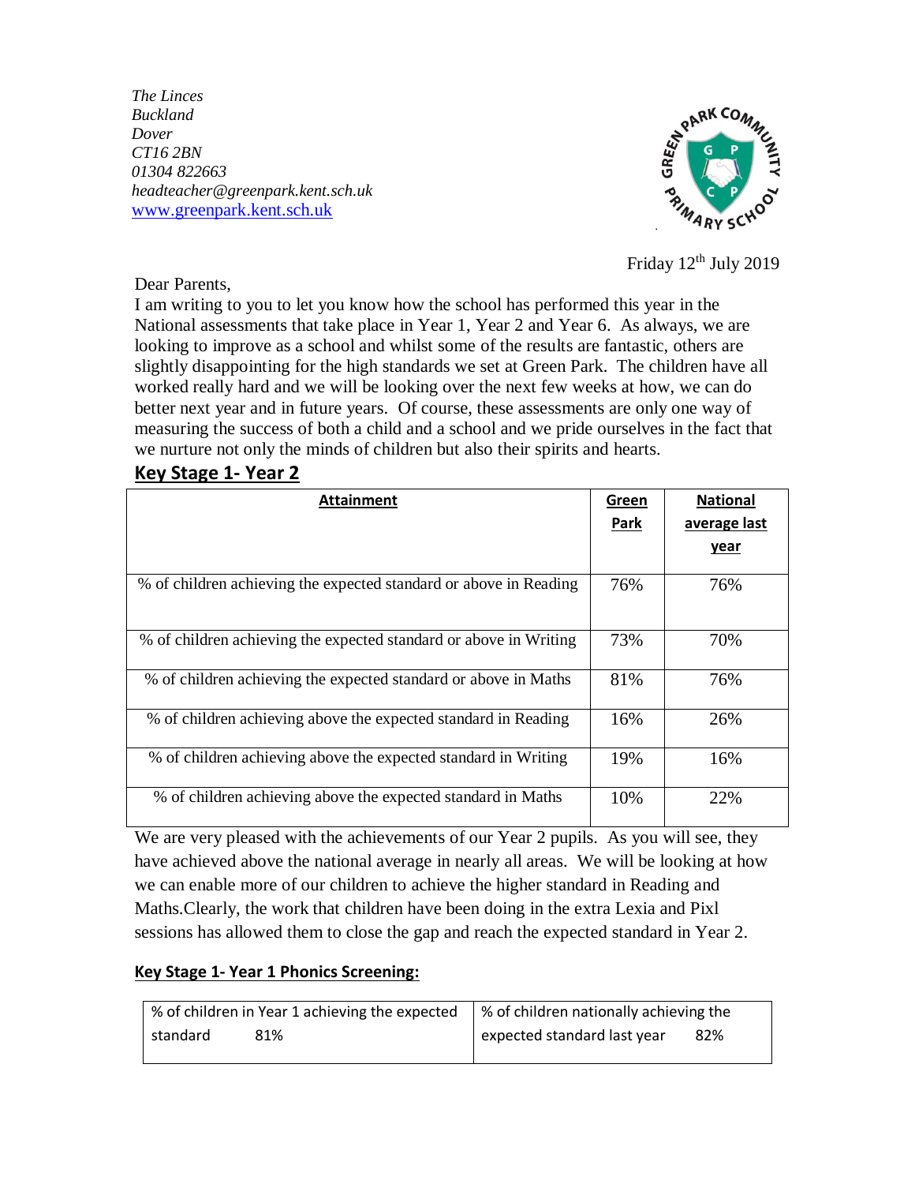*The Linces*
*Buckland*
*Dover*
*CT16 2BN*
*01304 822663*
*headteacher@greenpark.kent.sch.uk*
*www.greenpark.kent.sch.uk*

Friday 12th July 2019

Dear Parents,

I am writing to you to let you know how the school has performed this year in the National assessments that take place in Year 1, Year 2 and Year 6. As always, we are looking to improve as a school and whilst some of the results are fantastic, others are slightly disappointing for the high standards we set at Green Park. The children have all worked really hard and we will be looking over the next few weeks at how, we can do better next year and in future years. Of course, these assessments are only one way of measuring the success of both a child and a school and we pride ourselves in the fact that we nurture not only the minds of children but also their spirits and hearts.

## Key Stage 1- Year 2

| Attainment | Green Park | National average last year |
|---|---|---|
| % of children achieving the expected standard or above in Reading | 76% | 76% |
| % of children achieving the expected standard or above in Writing | 73% | 70% |
| % of children achieving the expected standard or above in Maths | 81% | 76% |
| % of children achieving above the expected standard in Reading | 16% | 26% |
| % of children achieving above the expected standard in Writing | 19% | 16% |
| % of children achieving above the expected standard in Maths | 10% | 22% |

We are very pleased with the achievements of our Year 2 pupils. As you will see, they have achieved above the national average in nearly all areas. We will be looking at how we can enable more of our children to achieve the higher standard in Reading and Maths.Clearly, the work that children have been doing in the extra Lexia and Pixl sessions has allowed them to close the gap and reach the expected standard in Year 2.

### Key Stage 1- Year 1 Phonics Screening:

| % of children in Year 1 achieving the expected standard 81% | % of children nationally achieving the expected standard last year 82% |
|---|---|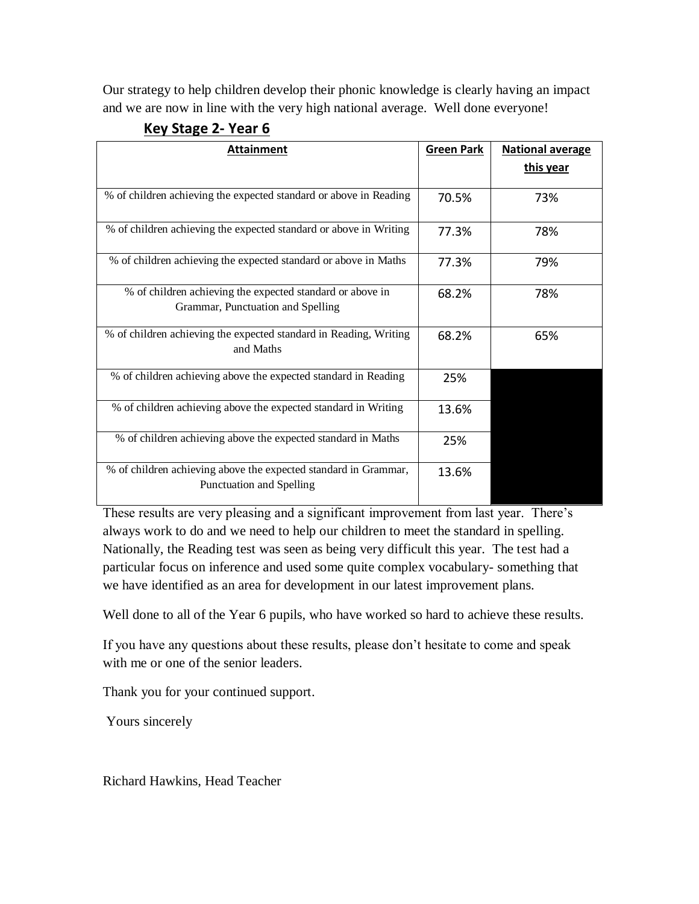Our strategy to help children develop their phonic knowledge is clearly having an impact and we are now in line with the very high national average. Well done everyone!

## Key Stage 2- Year 6

| Attainment | Green Park | National average this year |
|---|---|---|
| % of children achieving the expected standard or above in Reading | 70.5% | 73% |
| % of children achieving the expected standard or above in Writing | 77.3% | 78% |
| % of children achieving the expected standard or above in Maths | 77.3% | 79% |
| % of children achieving the expected standard or above in Grammar, Punctuation and Spelling | 68.2% | 78% |
| % of children achieving the expected standard in Reading, Writing and Maths | 68.2% | 65% |
| % of children achieving above the expected standard in Reading | 25% | |
| % of children achieving above the expected standard in Writing | 13.6% | |
| % of children achieving above the expected standard in Maths | 25% | |
| % of children achieving above the expected standard in Grammar, Punctuation and Spelling | 13.6% | |

These results are very pleasing and a significant improvement from last year. There's always work to do and we need to help our children to meet the standard in spelling. Nationally, the Reading test was seen as being very difficult this year. The test had a particular focus on inference and used some quite complex vocabulary- something that we have identified as an area for development in our latest improvement plans.

Well done to all of the Year 6 pupils, who have worked so hard to achieve these results.

If you have any questions about these results, please don't hesitate to come and speak with me or one of the senior leaders.

Thank you for your continued support.

Yours sincerely

Richard Hawkins, Head Teacher